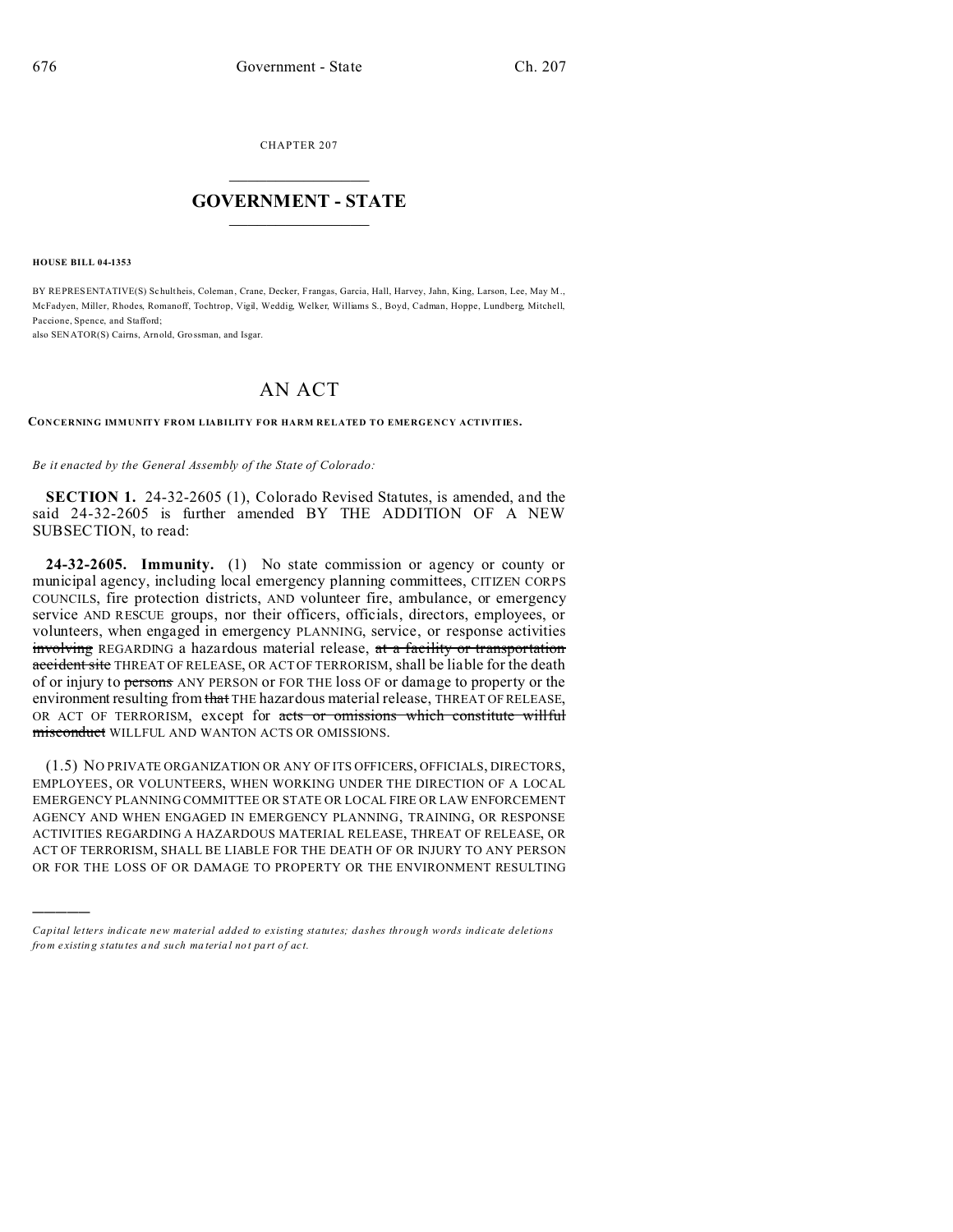CHAPTER 207

# GOVERNMENT - STATE

**HOUSE BILL 04-1353**

BY REPRESENTATIVE(S) Schultheis, Coleman, Crane, Decker, Frangas, Garcia, Hall, Harvey, Jahn, King, Larson, Lee, May M., McFadyen, Miller, Rhodes, Romanoff, Tochtrop, Vigil, Weddig, Welker, Williams S., Boyd, Cadman, Hoppe, Lundberg, Mitchell, Paccione, Spence, and Stafford;
also SENATOR(S) Cairns, Arnold, Grossman, and Isgar.

# AN ACT

**CONCERNING IMMUNITY FROM LIABILITY FOR HARM RELATED TO EMERGENCY ACTIVITIES.**

*Be it enacted by the General Assembly of the State of Colorado:*

**SECTION 1.** 24-32-2605 (1), Colorado Revised Statutes, is amended, and the said 24-32-2605 is further amended BY THE ADDITION OF A NEW SUBSECTION, to read:

**24-32-2605. Immunity.** (1) No state commission or agency or county or municipal agency, including local emergency planning committees, CITIZEN CORPS COUNCILS, fire protection districts, AND volunteer fire, ambulance, or emergency service AND RESCUE groups, nor their officers, officials, directors, employees, or volunteers, when engaged in emergency PLANNING, service, or response activities ~~involving~~ REGARDING a hazardous material release, ~~at a facility or transportation accident site~~ THREAT OF RELEASE, OR ACT OF TERRORISM, shall be liable for the death of or injury to ~~persons~~ ANY PERSON or FOR THE loss OF or damage to property or the environment resulting from ~~that~~ THE hazardous material release, THREAT OF RELEASE, OR ACT OF TERRORISM, except for ~~acts or omissions which constitute willful misconduct~~ WILLFUL AND WANTON ACTS OR OMISSIONS.

(1.5) NO PRIVATE ORGANIZATION OR ANY OF ITS OFFICERS, OFFICIALS, DIRECTORS, EMPLOYEES, OR VOLUNTEERS, WHEN WORKING UNDER THE DIRECTION OF A LOCAL EMERGENCY PLANNING COMMITTEE OR STATE OR LOCAL FIRE OR LAW ENFORCEMENT AGENCY AND WHEN ENGAGED IN EMERGENCY PLANNING, TRAINING, OR RESPONSE ACTIVITIES REGARDING A HAZARDOUS MATERIAL RELEASE, THREAT OF RELEASE, OR ACT OF TERRORISM, SHALL BE LIABLE FOR THE DEATH OF OR INJURY TO ANY PERSON OR FOR THE LOSS OF OR DAMAGE TO PROPERTY OR THE ENVIRONMENT RESULTING

---

*Capital letters indicate new material added to existing statutes; dashes through words indicate deletions from existing statutes and such material not part of act.*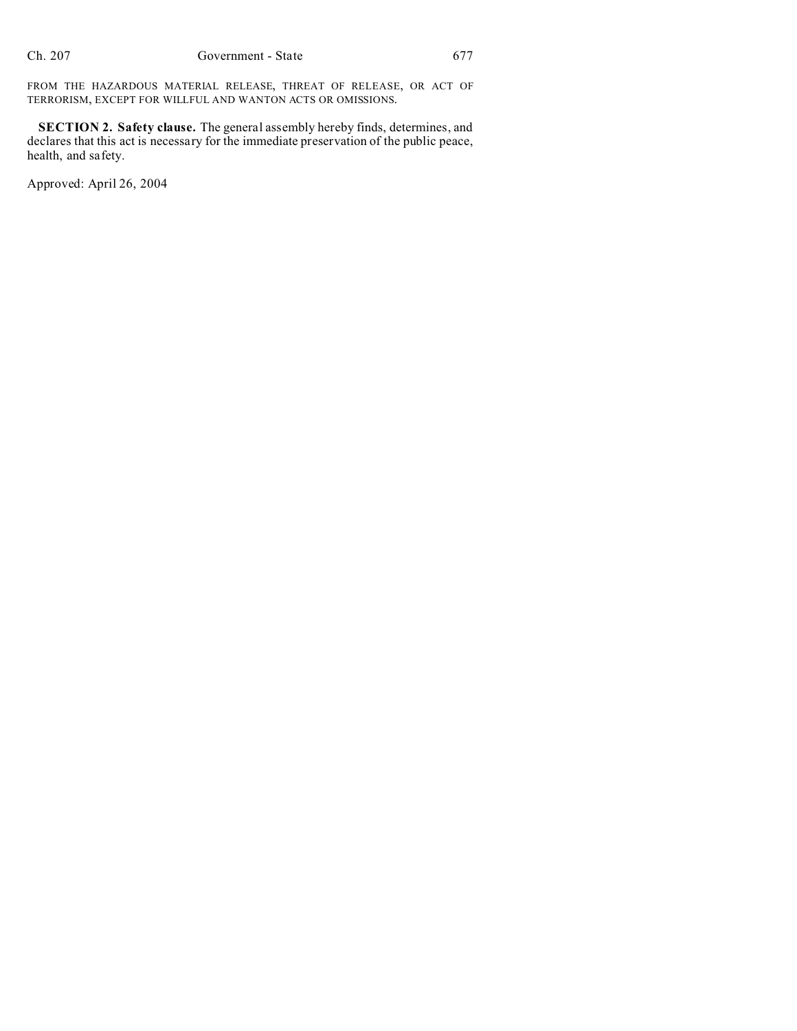FROM THE HAZARDOUS MATERIAL RELEASE, THREAT OF RELEASE, OR ACT OF TERRORISM, EXCEPT FOR WILLFUL AND WANTON ACTS OR OMISSIONS.

**SECTION 2. Safety clause.** The general assembly hereby finds, determines, and declares that this act is necessary for the immediate preservation of the public peace, health, and safety.

Approved: April 26, 2004